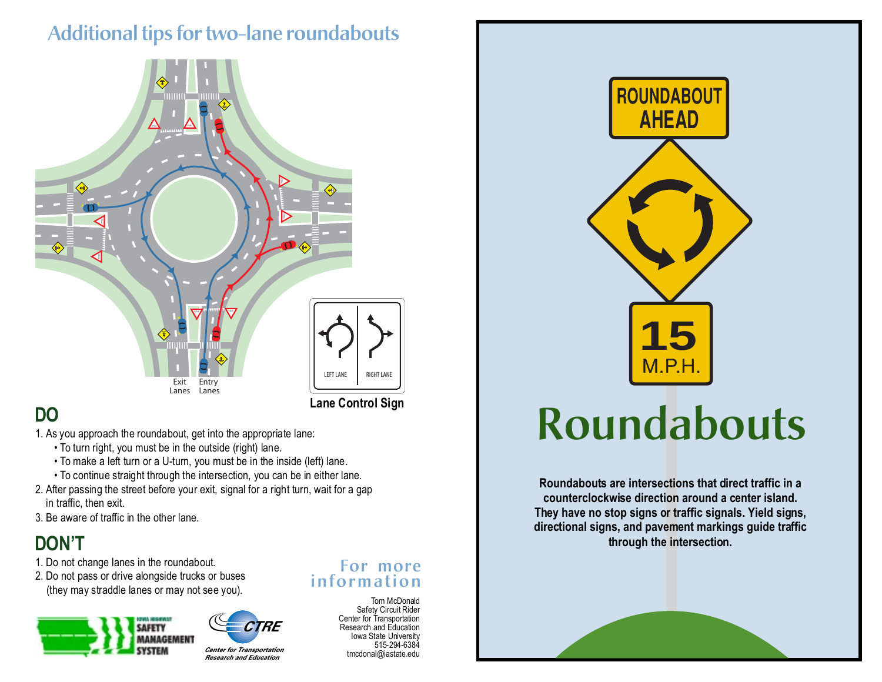# Additional tips for two-lane roundabouts

Exit Lanes

Entry Lanes

LEFT LANE

RIGHT LANE

**Lane Control Sign**

## DO

1. As you approach the roundabout, get into the appropriate lane:
   - To turn right, you must be in the outside (right) lane.
   - To make a left turn or a U-turn, you must be in the inside (left) lane.
   - To continue straight through the intersection, you can be in either lane.
2. After passing the street before your exit, signal for a right turn, wait for a gap in traffic, then exit.
3. Be aware of traffic in the other lane.

## DON'T

1. Do not change lanes in the roundabout.
2. Do not pass or drive alongside trucks or buses (they may straddle lanes or may not see you).

IOWA HIGHWAY SAFETY MANAGEMENT SYSTEM

CTRE Center for Transportation Research and Education

### For more information

Tom McDonald
Safety Circuit Rider
Center for Transportation
Research and Education
Iowa State University
515-294-6384
tmcdonal@iastate.edu

ROUNDABOUT AHEAD

15 M.P.H.

# Roundabouts

**Roundabouts are intersections that direct traffic in a counterclockwise direction around a center island. They have no stop signs or traffic signals. Yield signs, directional signs, and pavement markings guide traffic through the intersection.**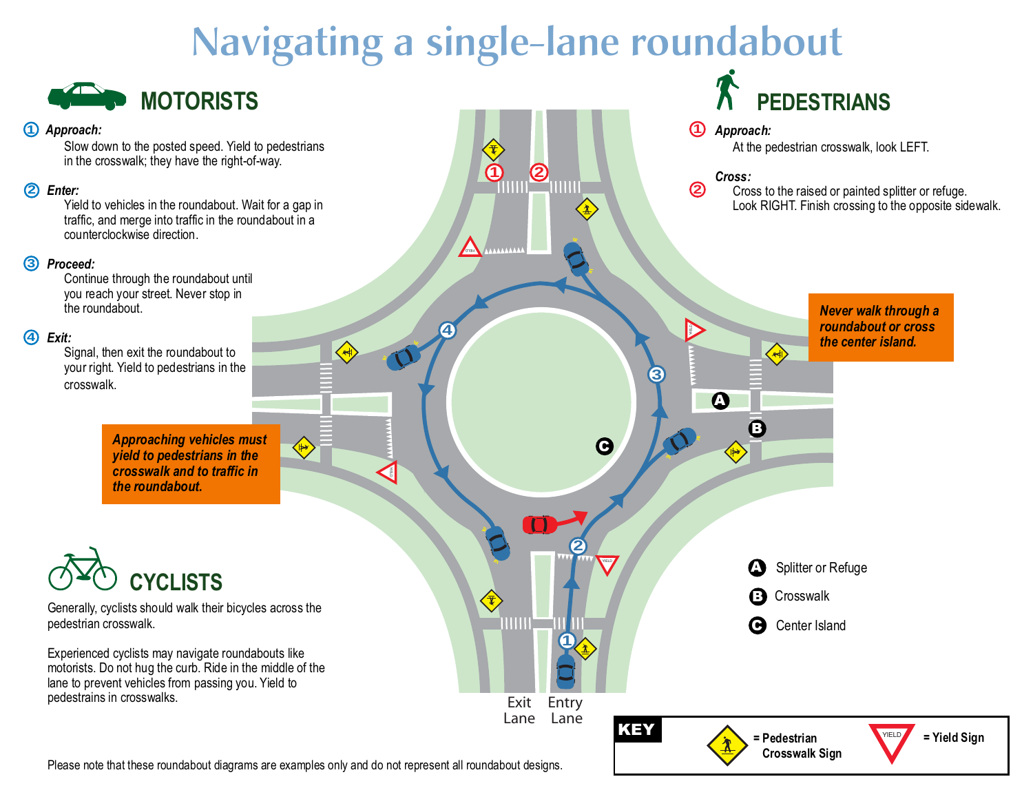# Navigating a single-lane roundabout

## MOTORISTS

① ***Approach:***
Slow down to the posted speed. Yield to pedestrians in the crosswalk; they have the right-of-way.

② ***Enter:***
Yield to vehicles in the roundabout. Wait for a gap in traffic, and merge into traffic in the roundabout in a counterclockwise direction.

③ ***Proceed:***
Continue through the roundabout until you reach your street. Never stop in the roundabout.

④ ***Exit:***
Signal, then exit the roundabout to your right. Yield to pedestrians in the crosswalk.

***Approaching vehicles must yield to pedestrians in the crosswalk and to traffic in the roundabout.***

## PEDESTRIANS

① ***Approach:***
At the pedestrian crosswalk, look LEFT.

② ***Cross:***
Cross to the raised or painted splitter or refuge. Look RIGHT. Finish crossing to the opposite sidewalk.

***Never walk through a roundabout or cross the center island.***

## CYCLISTS

Generally, cyclists should walk their bicycles across the pedestrian crosswalk.

Experienced cyclists may navigate roundabouts like motorists. Do not hug the curb. Ride in the middle of the lane to prevent vehicles from passing you. Yield to pedestrains in crosswalks.

Exit Lane
Entry Lane

A Splitter or Refuge
B Crosswalk
C Center Island

**KEY**
= Pedestrian Crosswalk Sign
= Yield Sign

Please note that these roundabout diagrams are examples only and do not represent all roundabout designs.